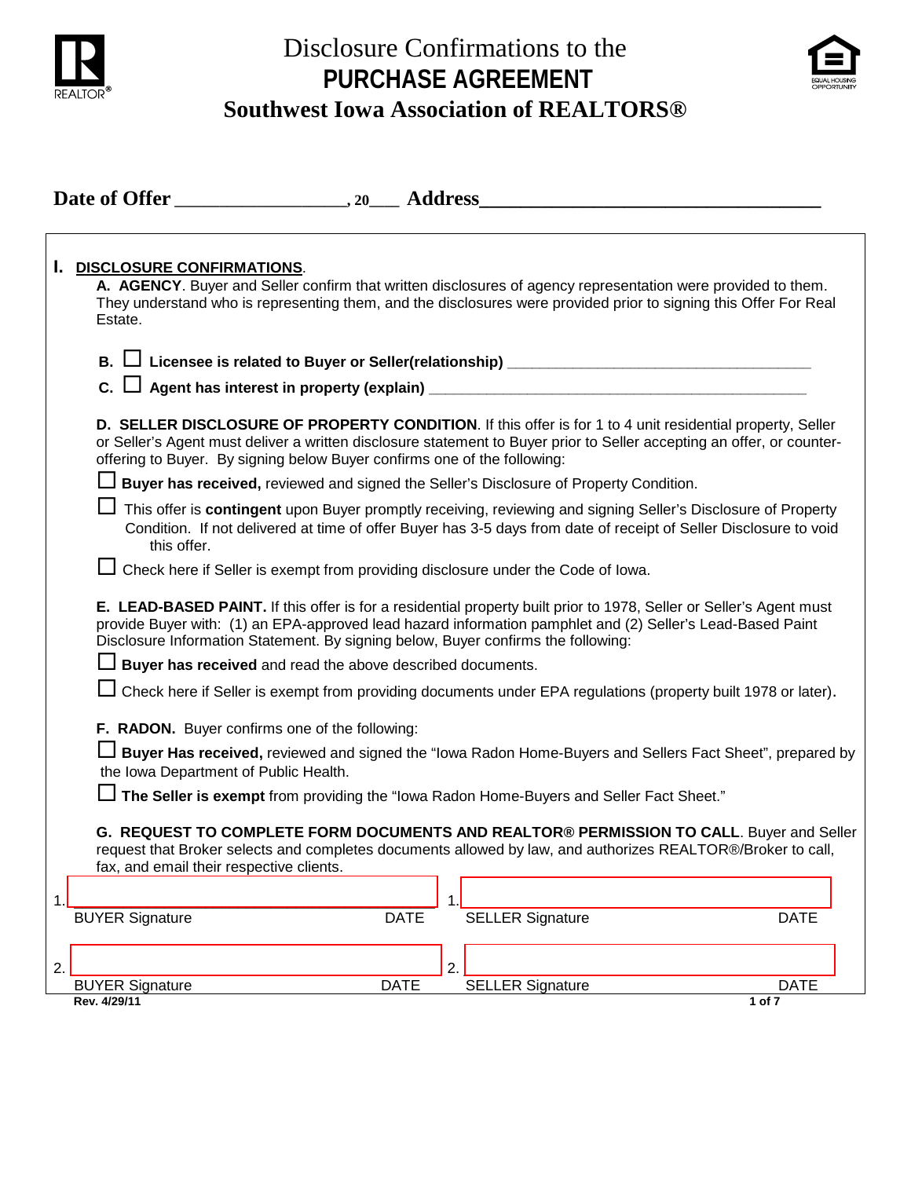# Disclosure Confirmations to the
# PURCHASE AGREEMENT
## Southwest Iowa Association of REALTORS®

**Date of Offer** __________________, **20**___ **Address**__________________________________

**I. DISCLOSURE CONFIRMATIONS**.

**A. AGENCY**. Buyer and Seller confirm that written disclosures of agency representation were provided to them. They understand who is representing them, and the disclosures were provided prior to signing this Offer For Real Estate.

**B.** ☐ **Licensee is related to Buyer or Seller(relationship)** _____________________________________

**C.** ☐ **Agent has interest in property (explain)** _____________________________________________

**D. SELLER DISCLOSURE OF PROPERTY CONDITION**. If this offer is for 1 to 4 unit residential property, Seller or Seller's Agent must deliver a written disclosure statement to Buyer prior to Seller accepting an offer, or counter-offering to Buyer. By signing below Buyer confirms one of the following:

☐ **Buyer has received,** reviewed and signed the Seller's Disclosure of Property Condition.

☐ This offer is **contingent** upon Buyer promptly receiving, reviewing and signing Seller's Disclosure of Property Condition. If not delivered at time of offer Buyer has 3-5 days from date of receipt of Seller Disclosure to void this offer.

☐ Check here if Seller is exempt from providing disclosure under the Code of Iowa.

**E. LEAD-BASED PAINT.** If this offer is for a residential property built prior to 1978, Seller or Seller's Agent must provide Buyer with: (1) an EPA-approved lead hazard information pamphlet and (2) Seller's Lead-Based Paint Disclosure Information Statement. By signing below, Buyer confirms the following:

☐ **Buyer has received** and read the above described documents.

☐ Check here if Seller is exempt from providing documents under EPA regulations (property built 1978 or later).

**F. RADON.** Buyer confirms one of the following:

☐ **Buyer Has received,** reviewed and signed the "Iowa Radon Home-Buyers and Sellers Fact Sheet", prepared by the Iowa Department of Public Health.

☐ **The Seller is exempt** from providing the "Iowa Radon Home-Buyers and Seller Fact Sheet."

**G. REQUEST TO COMPLETE FORM DOCUMENTS AND REALTOR® PERMISSION TO CALL**. Buyer and Seller request that Broker selects and completes documents allowed by law, and authorizes REALTOR®/Broker to call, fax, and email their respective clients.

1. ______________________________ BUYER Signature DATE

1. ______________________________ SELLER Signature DATE

2. ______________________________ BUYER Signature DATE

2. ______________________________ SELLER Signature DATE

Rev. 4/29/11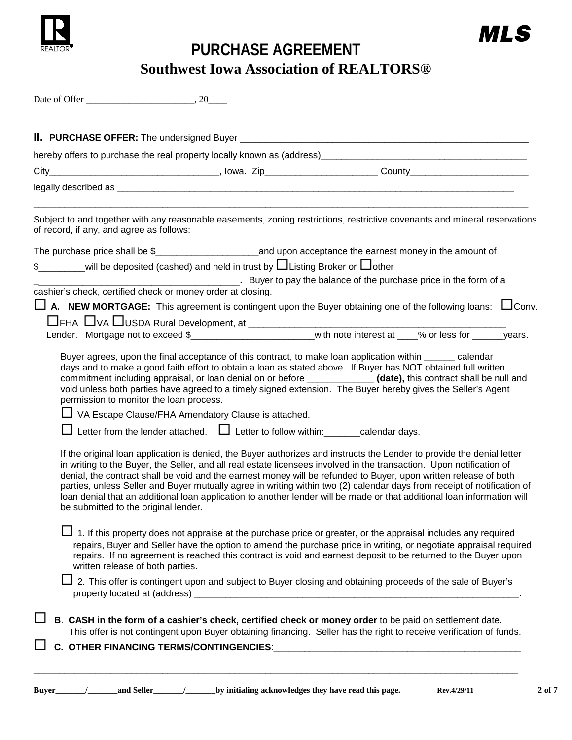# PURCHASE AGREEMENT

## Southwest Iowa Association of REALTORS®

Date of Offer _______________________, 20____

**II. PURCHASE OFFER:** The undersigned Buyer ___________________________________________________________

hereby offers to purchase the real property locally known as (address)_________________________________________

City________________________________, Iowa. Zip_____________________ County_______________________

legally described as ________________________________________________________________________________

_____________________________________________________________________________________________

Subject to and together with any reasonable easements, zoning restrictions, restrictive covenants and mineral reservations of record, if any, and agree as follows:

The purchase price shall be $___________________and upon acceptance the earnest money in the amount of

$_________will be deposited (cashed) and held in trust by ☐Listing Broker or ☐other

_______________________________________. Buyer to pay the balance of the purchase price in the form of a cashier's check, certified check or money order at closing.

☐ **A. NEW MORTGAGE:** This agreement is contingent upon the Buyer obtaining one of the following loans: ☐Conv. ☐FHA ☐VA ☐USDA Rural Development, at _______________________________________________ Lender. Mortgage not to exceed $_______________________with note interest at ____% or less for ______years.

Buyer agrees, upon the final acceptance of this contract, to make loan application within ______ calendar days and to make a good faith effort to obtain a loan as stated above. If Buyer has NOT obtained full written commitment including appraisal, or loan denial on or before _____________ **(date),** this contract shall be null and void unless both parties have agreed to a timely signed extension. The Buyer hereby gives the Seller's Agent permission to monitor the loan process.

☐ VA Escape Clause/FHA Amendatory Clause is attached.

☐ Letter from the lender attached. ☐ Letter to follow within:_______calendar days.

If the original loan application is denied, the Buyer authorizes and instructs the Lender to provide the denial letter in writing to the Buyer, the Seller, and all real estate licensees involved in the transaction. Upon notification of denial, the contract shall be void and the earnest money will be refunded to Buyer, upon written release of both parties, unless Seller and Buyer mutually agree in writing within two (2) calendar days from receipt of notification of loan denial that an additional loan application to another lender will be made or that additional loan information will be submitted to the original lender.

☐ 1. If this property does not appraise at the purchase price or greater, or the appraisal includes any required repairs, Buyer and Seller have the option to amend the purchase price in writing, or negotiate appraisal required repairs. If no agreement is reached this contract is void and earnest deposit to be returned to the Buyer upon written release of both parties.

☐ 2. This offer is contingent upon and subject to Buyer closing and obtaining proceeds of the sale of Buyer's property located at (address) _________________________________________________________________.

☐ **B**. **CASH in the form of a cashier's check, certified check or money order** to be paid on settlement date. This offer is not contingent upon Buyer obtaining financing. Seller has the right to receive verification of funds.

☐ **C. OTHER FINANCING TERMS/CONTINGENCIES**:_________________________________________________

_____________________________________________________________________________________________

**Buyer_______/_______and Seller_______/_______by initialing acknowledges they have read this page.**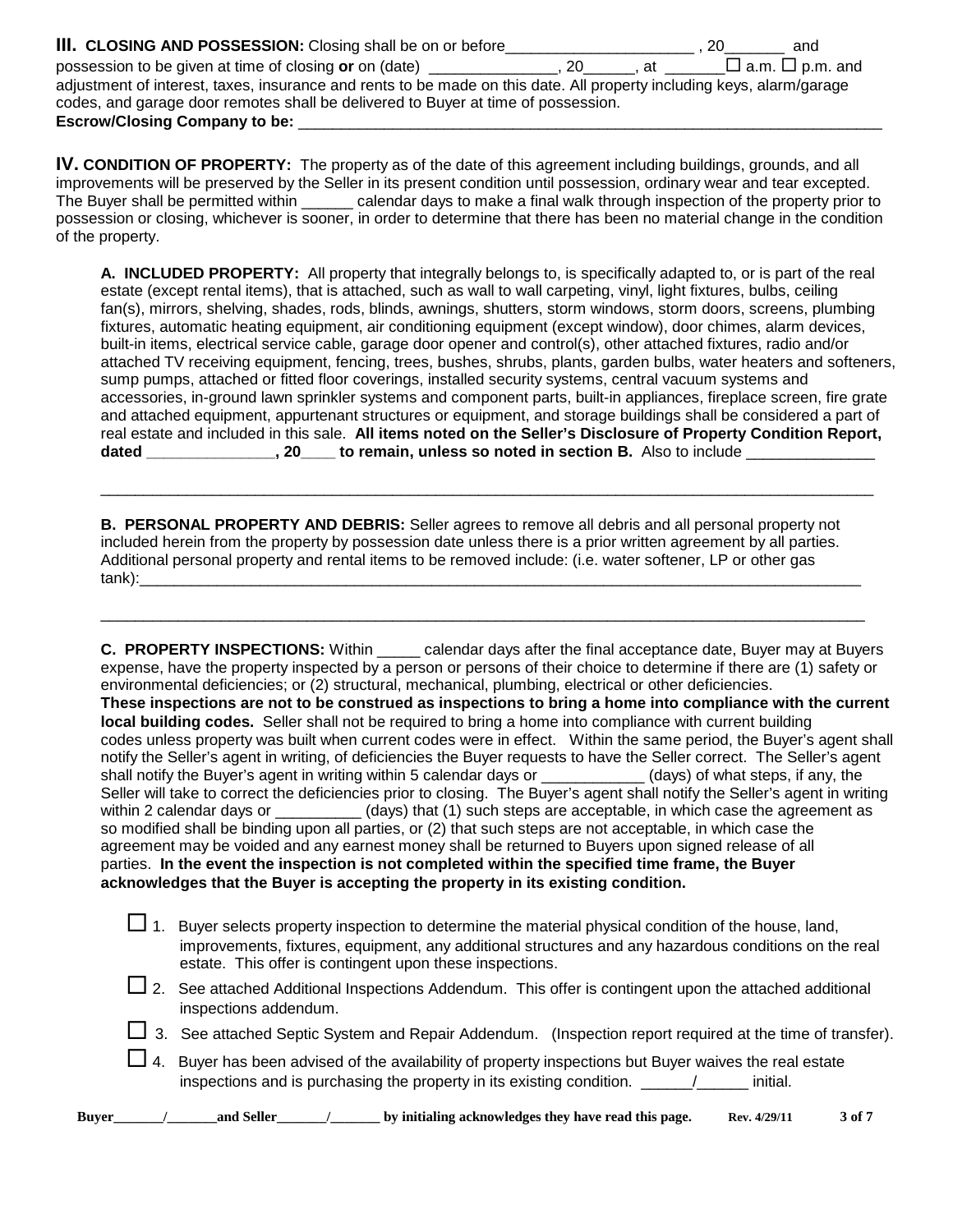**III. CLOSING AND POSSESSION:** Closing shall be on or before______________________ , 20_______ and possession to be given at time of closing **or** on (date) _______________, 20______, at _______☐ a.m. ☐ p.m. and adjustment of interest, taxes, insurance and rents to be made on this date. All property including keys, alarm/garage codes, and garage door remotes shall be delivered to Buyer at time of possession.
**Escrow/Closing Company to be:** ___________________________________________________________________________

**IV. CONDITION OF PROPERTY:** The property as of the date of this agreement including buildings, grounds, and all improvements will be preserved by the Seller in its present condition until possession, ordinary wear and tear excepted. The Buyer shall be permitted within ______ calendar days to make a final walk through inspection of the property prior to possession or closing, whichever is sooner, in order to determine that there has been no material change in the condition of the property.

**A. INCLUDED PROPERTY:** All property that integrally belongs to, is specifically adapted to, or is part of the real estate (except rental items), that is attached, such as wall to wall carpeting, vinyl, light fixtures, bulbs, ceiling fan(s), mirrors, shelving, shades, rods, blinds, awnings, shutters, storm windows, storm doors, screens, plumbing fixtures, automatic heating equipment, air conditioning equipment (except window), door chimes, alarm devices, built-in items, electrical service cable, garage door opener and control(s), other attached fixtures, radio and/or attached TV receiving equipment, fencing, trees, bushes, shrubs, plants, garden bulbs, water heaters and softeners, sump pumps, attached or fitted floor coverings, installed security systems, central vacuum systems and accessories, in-ground lawn sprinkler systems and component parts, built-in appliances, fireplace screen, fire grate and attached equipment, appurtenant structures or equipment, and storage buildings shall be considered a part of real estate and included in this sale. **All items noted on the Seller's Disclosure of Property Condition Report, dated _______________, 20____ to remain, unless so noted in section B.** Also to include _______________

___________________________________________________________________________________________

**B. PERSONAL PROPERTY AND DEBRIS:** Seller agrees to remove all debris and all personal property not included herein from the property by possession date unless there is a prior written agreement by all parties. Additional personal property and rental items to be removed include: (i.e. water softener, LP or other gas tank):___________________________________________________________________________________________

___________________________________________________________________________________________

**C. PROPERTY INSPECTIONS:** Within _____ calendar days after the final acceptance date, Buyer may at Buyers expense, have the property inspected by a person or persons of their choice to determine if there are (1) safety or environmental deficiencies; or (2) structural, mechanical, plumbing, electrical or other deficiencies. **These inspections are not to be construed as inspections to bring a home into compliance with the current local building codes.** Seller shall not be required to bring a home into compliance with current building codes unless property was built when current codes were in effect. Within the same period, the Buyer's agent shall notify the Seller's agent in writing, of deficiencies the Buyer requests to have the Seller correct. The Seller's agent shall notify the Buyer's agent in writing within 5 calendar days or ____________ (days) of what steps, if any, the Seller will take to correct the deficiencies prior to closing. The Buyer's agent shall notify the Seller's agent in writing within 2 calendar days or __________ (days) that (1) such steps are acceptable, in which case the agreement as so modified shall be binding upon all parties, or (2) that such steps are not acceptable, in which case the agreement may be voided and any earnest money shall be returned to Buyers upon signed release of all parties. **In the event the inspection is not completed within the specified time frame, the Buyer acknowledges that the Buyer is accepting the property in its existing condition.**

☐ 1. Buyer selects property inspection to determine the material physical condition of the house, land, improvements, fixtures, equipment, any additional structures and any hazardous conditions on the real estate. This offer is contingent upon these inspections.

☐ 2. See attached Additional Inspections Addendum. This offer is contingent upon the attached additional inspections addendum.

☐ 3. See attached Septic System and Repair Addendum. (Inspection report required at the time of transfer).

☐ 4. Buyer has been advised of the availability of property inspections but Buyer waives the real estate inspections and is purchasing the property in its existing condition. ______/______ initial.

**Buyer_______/_______and Seller_______/_______ by initialing acknowledges they have read this page.** **Rev. 4/29/11**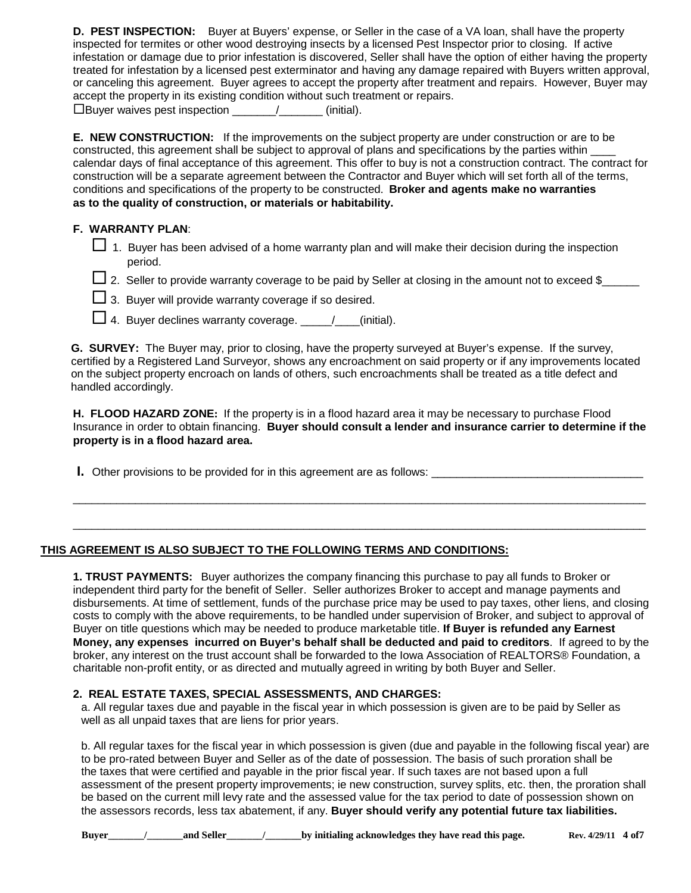**D. PEST INSPECTION:** Buyer at Buyers' expense, or Seller in the case of a VA loan, shall have the property inspected for termites or other wood destroying insects by a licensed Pest Inspector prior to closing. If active infestation or damage due to prior infestation is discovered, Seller shall have the option of either having the property treated for infestation by a licensed pest exterminator and having any damage repaired with Buyers written approval, or canceling this agreement. Buyer agrees to accept the property after treatment and repairs. However, Buyer may accept the property in its existing condition without such treatment or repairs.

☐Buyer waives pest inspection _______/_______ (initial).

**E. NEW CONSTRUCTION:** If the improvements on the subject property are under construction or are to be constructed, this agreement shall be subject to approval of plans and specifications by the parties within ____ calendar days of final acceptance of this agreement. This offer to buy is not a construction contract. The contract for construction will be a separate agreement between the Contractor and Buyer which will set forth all of the terms, conditions and specifications of the property to be constructed. **Broker and agents make no warranties as to the quality of construction, or materials or habitability.**

**F. WARRANTY PLAN**:

☐ 1. Buyer has been advised of a home warranty plan and will make their decision during the inspection period.

☐ 2. Seller to provide warranty coverage to be paid by Seller at closing in the amount not to exceed $______

☐ 3. Buyer will provide warranty coverage if so desired.

☐ 4. Buyer declines warranty coverage. _____/____(initial).

**G. SURVEY:** The Buyer may, prior to closing, have the property surveyed at Buyer's expense. If the survey, certified by a Registered Land Surveyor, shows any encroachment on said property or if any improvements located on the subject property encroach on lands of others, such encroachments shall be treated as a title defect and handled accordingly.

**H. FLOOD HAZARD ZONE:** If the property is in a flood hazard area it may be necessary to purchase Flood Insurance in order to obtain financing. **Buyer should consult a lender and insurance carrier to determine if the property is in a flood hazard area.**

**I.** Other provisions to be provided for in this agreement are as follows: __________________________________

_____________________________________________________________________________________________

_____________________________________________________________________________________________

**<u>THIS AGREEMENT IS ALSO SUBJECT TO THE FOLLOWING TERMS AND CONDITIONS:</u>**

**1. TRUST PAYMENTS:** Buyer authorizes the company financing this purchase to pay all funds to Broker or independent third party for the benefit of Seller. Seller authorizes Broker to accept and manage payments and disbursements. At time of settlement, funds of the purchase price may be used to pay taxes, other liens, and closing costs to comply with the above requirements, to be handled under supervision of Broker, and subject to approval of Buyer on title questions which may be needed to produce marketable title. **If Buyer is refunded any Earnest Money, any expenses incurred on Buyer's behalf shall be deducted and paid to creditors**. If agreed to by the broker, any interest on the trust account shall be forwarded to the Iowa Association of REALTORS® Foundation, a charitable non-profit entity, or as directed and mutually agreed in writing by both Buyer and Seller.

**2. REAL ESTATE TAXES, SPECIAL ASSESSMENTS, AND CHARGES:**

a. All regular taxes due and payable in the fiscal year in which possession is given are to be paid by Seller as well as all unpaid taxes that are liens for prior years.

b. All regular taxes for the fiscal year in which possession is given (due and payable in the following fiscal year) are to be pro-rated between Buyer and Seller as of the date of possession. The basis of such proration shall be the taxes that were certified and payable in the prior fiscal year. If such taxes are not based upon a full assessment of the present property improvements; ie new construction, survey splits, etc. then, the proration shall be based on the current mill levy rate and the assessed value for the tax period to date of possession shown on the assessors records, less tax abatement, if any. **Buyer should verify any potential future tax liabilities.**

**Buyer_______/_______and Seller_______/_______by initialing acknowledges they have read this page.** **Rev. 4/29/11**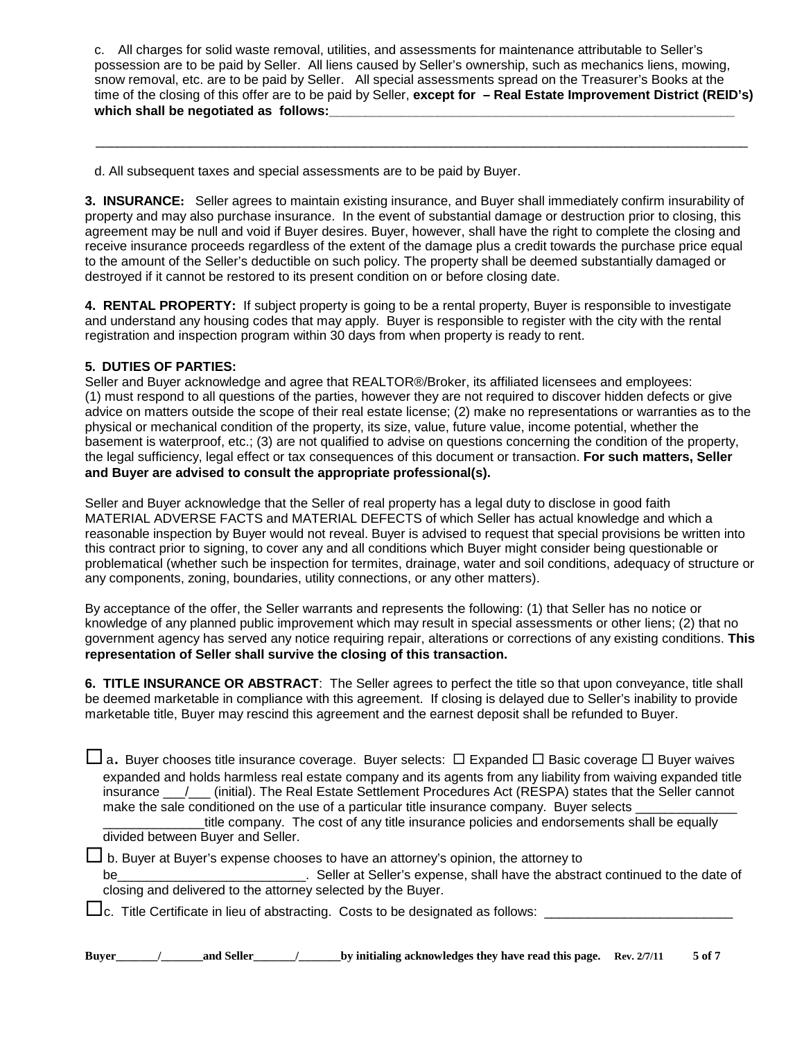c. All charges for solid waste removal, utilities, and assessments for maintenance attributable to Seller's possession are to be paid by Seller. All liens caused by Seller's ownership, such as mechanics liens, mowing, snow removal, etc. are to be paid by Seller. All special assessments spread on the Treasurer's Books at the time of the closing of this offer are to be paid by Seller, **except for – Real Estate Improvement District (REID's) which shall be negotiated as follows:**_______________________________________________________________

_______________________________________________________________________________________________

d. All subsequent taxes and special assessments are to be paid by Buyer.

**3. INSURANCE:** Seller agrees to maintain existing insurance, and Buyer shall immediately confirm insurability of property and may also purchase insurance. In the event of substantial damage or destruction prior to closing, this agreement may be null and void if Buyer desires. Buyer, however, shall have the right to complete the closing and receive insurance proceeds regardless of the extent of the damage plus a credit towards the purchase price equal to the amount of the Seller's deductible on such policy. The property shall be deemed substantially damaged or destroyed if it cannot be restored to its present condition on or before closing date.

**4. RENTAL PROPERTY:** If subject property is going to be a rental property, Buyer is responsible to investigate and understand any housing codes that may apply. Buyer is responsible to register with the city with the rental registration and inspection program within 30 days from when property is ready to rent.

**5. DUTIES OF PARTIES:**
Seller and Buyer acknowledge and agree that REALTOR®/Broker, its affiliated licensees and employees: (1) must respond to all questions of the parties, however they are not required to discover hidden defects or give advice on matters outside the scope of their real estate license; (2) make no representations or warranties as to the physical or mechanical condition of the property, its size, value, future value, income potential, whether the basement is waterproof, etc.; (3) are not qualified to advise on questions concerning the condition of the property, the legal sufficiency, legal effect or tax consequences of this document or transaction. **For such matters, Seller and Buyer are advised to consult the appropriate professional(s).**

Seller and Buyer acknowledge that the Seller of real property has a legal duty to disclose in good faith MATERIAL ADVERSE FACTS and MATERIAL DEFECTS of which Seller has actual knowledge and which a reasonable inspection by Buyer would not reveal. Buyer is advised to request that special provisions be written into this contract prior to signing, to cover any and all conditions which Buyer might consider being questionable or problematical (whether such be inspection for termites, drainage, water and soil conditions, adequacy of structure or any components, zoning, boundaries, utility connections, or any other matters).

By acceptance of the offer, the Seller warrants and represents the following: (1) that Seller has no notice or knowledge of any planned public improvement which may result in special assessments or other liens; (2) that no government agency has served any notice requiring repair, alterations or corrections of any existing conditions. **This representation of Seller shall survive the closing of this transaction.**

**6. TITLE INSURANCE OR ABSTRACT**: The Seller agrees to perfect the title so that upon conveyance, title shall be deemed marketable in compliance with this agreement. If closing is delayed due to Seller's inability to provide marketable title, Buyer may rescind this agreement and the earnest deposit shall be refunded to Buyer.

☐ a. Buyer chooses title insurance coverage. Buyer selects: ☐ Expanded ☐ Basic coverage ☐ Buyer waives expanded and holds harmless real estate company and its agents from any liability from waiving expanded title insurance ___/___ (initial). The Real Estate Settlement Procedures Act (RESPA) states that the Seller cannot make the sale conditioned on the use of a particular title insurance company. Buyer selects ______________ ______________title company. The cost of any title insurance policies and endorsements shall be equally divided between Buyer and Seller.

☐ b. Buyer at Buyer's expense chooses to have an attorney's opinion, the attorney to be__________________________. Seller at Seller's expense, shall have the abstract continued to the date of closing and delivered to the attorney selected by the Buyer.

☐ c. Title Certificate in lieu of abstracting. Costs to be designated as follows: __________________________

**Buyer_______/_______and Seller_______/_______by initialing acknowledges they have read this page.** Rev. 2/7/11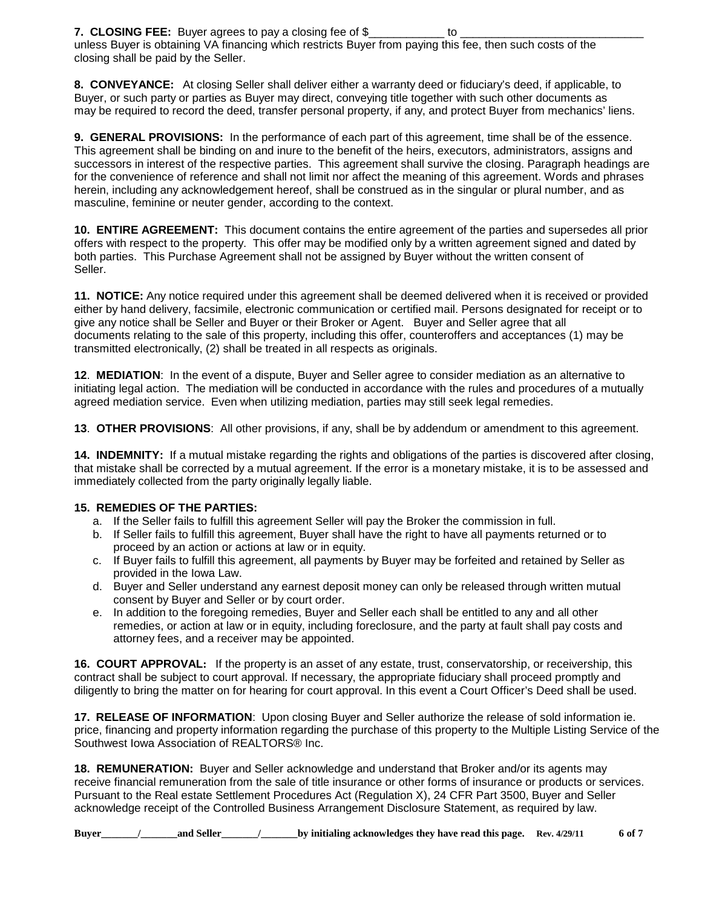**7. CLOSING FEE:** Buyer agrees to pay a closing fee of $____________ to ______________________________ unless Buyer is obtaining VA financing which restricts Buyer from paying this fee, then such costs of the closing shall be paid by the Seller.

**8. CONVEYANCE:** At closing Seller shall deliver either a warranty deed or fiduciary's deed, if applicable, to Buyer, or such party or parties as Buyer may direct, conveying title together with such other documents as may be required to record the deed, transfer personal property, if any, and protect Buyer from mechanics' liens.

**9. GENERAL PROVISIONS:** In the performance of each part of this agreement, time shall be of the essence. This agreement shall be binding on and inure to the benefit of the heirs, executors, administrators, assigns and successors in interest of the respective parties. This agreement shall survive the closing. Paragraph headings are for the convenience of reference and shall not limit nor affect the meaning of this agreement. Words and phrases herein, including any acknowledgement hereof, shall be construed as in the singular or plural number, and as masculine, feminine or neuter gender, according to the context.

**10. ENTIRE AGREEMENT:** This document contains the entire agreement of the parties and supersedes all prior offers with respect to the property. This offer may be modified only by a written agreement signed and dated by both parties. This Purchase Agreement shall not be assigned by Buyer without the written consent of Seller.

**11. NOTICE:** Any notice required under this agreement shall be deemed delivered when it is received or provided either by hand delivery, facsimile, electronic communication or certified mail. Persons designated for receipt or to give any notice shall be Seller and Buyer or their Broker or Agent. Buyer and Seller agree that all documents relating to the sale of this property, including this offer, counteroffers and acceptances (1) may be transmitted electronically, (2) shall be treated in all respects as originals.

**12**. **MEDIATION**: In the event of a dispute, Buyer and Seller agree to consider mediation as an alternative to initiating legal action. The mediation will be conducted in accordance with the rules and procedures of a mutually agreed mediation service. Even when utilizing mediation, parties may still seek legal remedies.

**13**. **OTHER PROVISIONS**: All other provisions, if any, shall be by addendum or amendment to this agreement.

**14. INDEMNITY:** If a mutual mistake regarding the rights and obligations of the parties is discovered after closing, that mistake shall be corrected by a mutual agreement. If the error is a monetary mistake, it is to be assessed and immediately collected from the party originally legally liable.

**15. REMEDIES OF THE PARTIES:**

a. If the Seller fails to fulfill this agreement Seller will pay the Broker the commission in full.
b. If Seller fails to fulfill this agreement, Buyer shall have the right to have all payments returned or to proceed by an action or actions at law or in equity.
c. If Buyer fails to fulfill this agreement, all payments by Buyer may be forfeited and retained by Seller as provided in the Iowa Law.
d. Buyer and Seller understand any earnest deposit money can only be released through written mutual consent by Buyer and Seller or by court order.
e. In addition to the foregoing remedies, Buyer and Seller each shall be entitled to any and all other remedies, or action at law or in equity, including foreclosure, and the party at fault shall pay costs and attorney fees, and a receiver may be appointed.

**16. COURT APPROVAL:** If the property is an asset of any estate, trust, conservatorship, or receivership, this contract shall be subject to court approval. If necessary, the appropriate fiduciary shall proceed promptly and diligently to bring the matter on for hearing for court approval. In this event a Court Officer's Deed shall be used.

**17. RELEASE OF INFORMATION**: Upon closing Buyer and Seller authorize the release of sold information ie. price, financing and property information regarding the purchase of this property to the Multiple Listing Service of the Southwest Iowa Association of REALTORS® Inc.

**18. REMUNERATION:** Buyer and Seller acknowledge and understand that Broker and/or its agents may receive financial remuneration from the sale of title insurance or other forms of insurance or products or services. Pursuant to the Real estate Settlement Procedures Act (Regulation X), 24 CFR Part 3500, Buyer and Seller acknowledge receipt of the Controlled Business Arrangement Disclosure Statement, as required by law.

**Buyer_______/_______and Seller_______/_______by initialing acknowledges they have read this page.** Rev. 4/29/11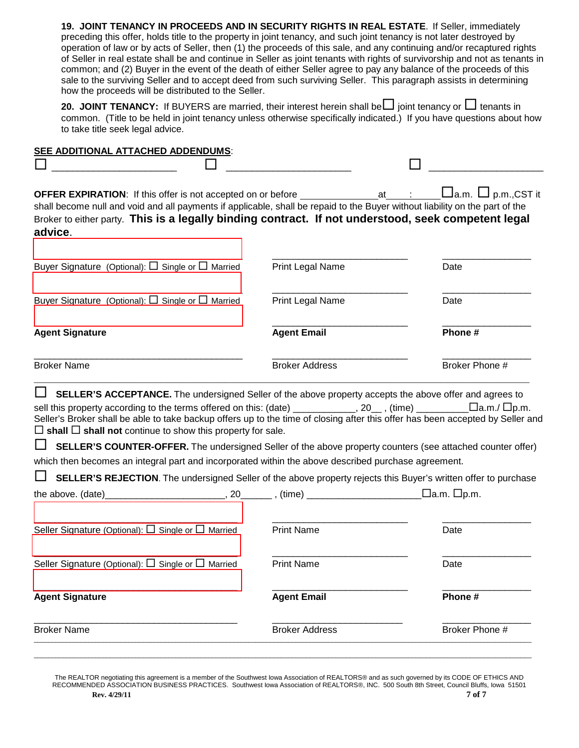**19. JOINT TENANCY IN PROCEEDS AND IN SECURITY RIGHTS IN REAL ESTATE**. If Seller, immediately preceding this offer, holds title to the property in joint tenancy, and such joint tenancy is not later destroyed by operation of law or by acts of Seller, then (1) the proceeds of this sale, and any continuing and/or recaptured rights of Seller in real estate shall be and continue in Seller as joint tenants with rights of survivorship and not as tenants in common; and (2) Buyer in the event of the death of either Seller agree to pay any balance of the proceeds of this sale to the surviving Seller and to accept deed from such surviving Seller. This paragraph assists in determining how the proceeds will be distributed to the Seller.

**20. JOINT TENANCY:** If BUYERS are married, their interest herein shall be ☐ joint tenancy or ☐ tenants in common. (Title to be held in joint tenancy unless otherwise specifically indicated.) If you have questions about how to take title seek legal advice.

**SEE ADDITIONAL ATTACHED ADDENDUMS**:

☐ ______________________ ☐ ______________________ ☐ ______________________

**OFFER EXPIRATION**: If this offer is not accepted on or before ______________ at ____:_____ ☐a.m. ☐ p.m.,CST it shall become null and void and all payments if applicable, shall be repaid to the Buyer without liability on the part of the Broker to either party. **This is a legally binding contract. If not understood, seek competent legal advice**.

| | | |
|---|---|---|
| Buyer Signature (Optional): ☐ Single or ☐ Married | Print Legal Name | Date |
| Buyer Signature (Optional): ☐ Single or ☐ Married | Print Legal Name | Date |
| **Agent Signature** | **Agent Email** | **Phone #** |
| Broker Name | Broker Address | Broker Phone # |

☐ **SELLER'S ACCEPTANCE.** The undersigned Seller of the above property accepts the above offer and agrees to sell this property according to the terms offered on this: (date) ___________, 20__ , (time) _________ ☐a.m./ ☐p.m. Seller's Broker shall be able to take backup offers up to the time of closing after this offer has been accepted by Seller and ☐ **shall** ☐ **shall not** continue to show this property for sale.

☐ **SELLER'S COUNTER-OFFER.** The undersigned Seller of the above property counters (see attached counter offer) which then becomes an integral part and incorporated within the above described purchase agreement.

☐ **SELLER'S REJECTION**. The undersigned Seller of the above property rejects this Buyer's written offer to purchase the above. (date)______________________, 20______ , (time) ____________________ ☐a.m. ☐p.m.

| | | |
|---|---|---|
| Seller Signature (Optional): ☐ Single or ☐ Married | Print Name | Date |
| Seller Signature (Optional): ☐ Single or ☐ Married | Print Name | Date |
| **Agent Signature** | **Agent Email** | **Phone #** |
| Broker Name | Broker Address | Broker Phone # |

The REALTOR negotiating this agreement is a member of the Southwest Iowa Association of REALTORS® and as such governed by its CODE OF ETHICS AND RECOMMENDED ASSOCIATION BUSINESS PRACTICES. Southwest Iowa Association of REALTORS®, INC. 500 South 8th Street, Council Bluffs, Iowa 51501

Rev. 4/29/11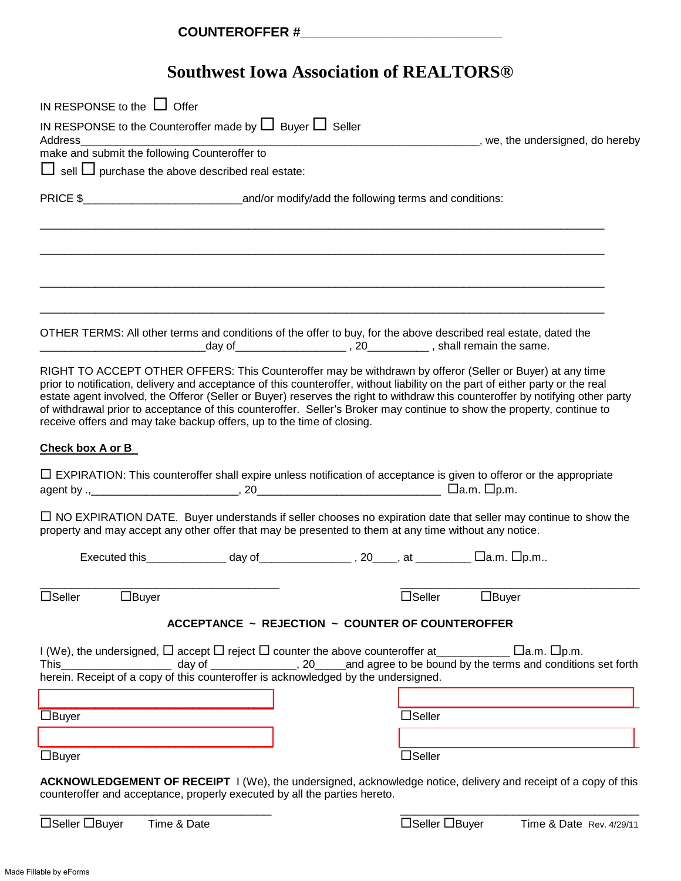**COUNTEROFFER #\_\_\_\_\_\_\_\_\_\_\_\_\_\_\_\_\_\_\_\_\_\_\_\_\_\_\_\_\_\_**

# Southwest Iowa Association of REALTORS®

IN RESPONSE to the ☐ Offer

IN RESPONSE to the Counteroffer made by ☐ Buyer ☐ Seller

Address\_\_\_\_\_\_\_\_\_\_\_\_\_\_\_\_\_\_\_\_\_\_\_\_\_\_\_\_\_\_\_\_\_\_\_\_\_\_\_\_\_\_\_\_\_\_\_\_\_\_\_\_\_\_\_\_\_\_\_\_\_\_\_\_, we, the undersigned, do hereby make and submit the following Counteroffer to

☐ sell ☐ purchase the above described real estate:

PRICE $\_\_\_\_\_\_\_\_\_\_\_\_\_\_\_\_\_\_\_\_\_\_\_\_\_\_and/or modify/add the following terms and conditions:

\_\_\_\_\_\_\_\_\_\_\_\_\_\_\_\_\_\_\_\_\_\_\_\_\_\_\_\_\_\_\_\_\_\_\_\_\_\_\_\_\_\_\_\_\_\_\_\_\_\_\_\_\_\_\_\_\_\_\_\_\_\_\_\_\_\_\_\_\_\_\_\_\_\_\_\_\_\_\_\_\_\_\_\_\_\_\_\_\_\_\_\_

\_\_\_\_\_\_\_\_\_\_\_\_\_\_\_\_\_\_\_\_\_\_\_\_\_\_\_\_\_\_\_\_\_\_\_\_\_\_\_\_\_\_\_\_\_\_\_\_\_\_\_\_\_\_\_\_\_\_\_\_\_\_\_\_\_\_\_\_\_\_\_\_\_\_\_\_\_\_\_\_\_\_\_\_\_\_\_\_\_\_\_\_

\_\_\_\_\_\_\_\_\_\_\_\_\_\_\_\_\_\_\_\_\_\_\_\_\_\_\_\_\_\_\_\_\_\_\_\_\_\_\_\_\_\_\_\_\_\_\_\_\_\_\_\_\_\_\_\_\_\_\_\_\_\_\_\_\_\_\_\_\_\_\_\_\_\_\_\_\_\_\_\_\_\_\_\_\_\_\_\_\_\_\_\_

\_\_\_\_\_\_\_\_\_\_\_\_\_\_\_\_\_\_\_\_\_\_\_\_\_\_\_\_\_\_\_\_\_\_\_\_\_\_\_\_\_\_\_\_\_\_\_\_\_\_\_\_\_\_\_\_\_\_\_\_\_\_\_\_\_\_\_\_\_\_\_\_\_\_\_\_\_\_\_\_\_\_\_\_\_\_\_\_\_\_\_\_

OTHER TERMS: All other terms and conditions of the offer to buy, for the above described real estate, dated the \_\_\_\_\_\_\_\_\_\_\_\_\_\_\_\_\_\_\_\_\_\_\_\_\_\_\_day of\_\_\_\_\_\_\_\_\_\_\_\_\_\_\_\_\_\_ , 20\_\_\_\_\_\_\_\_\_\_ , shall remain the same.

RIGHT TO ACCEPT OTHER OFFERS: This Counteroffer may be withdrawn by offeror (Seller or Buyer) at any time prior to notification, delivery and acceptance of this counteroffer, without liability on the part of either party or the real estate agent involved, the Offeror (Seller or Buyer) reserves the right to withdraw this counteroffer by notifying other party of withdrawal prior to acceptance of this counteroffer. Seller's Broker may continue to show the property, continue to receive offers and may take backup offers, up to the time of closing.

**Check box A or B**

☐ EXPIRATION: This counteroffer shall expire unless notification of acceptance is given to offeror or the appropriate agent by .,\_\_\_\_\_\_\_\_\_\_\_\_\_\_\_\_\_\_\_\_\_\_\_\_, 20\_\_\_\_\_\_\_\_\_\_\_\_\_\_\_\_\_\_\_\_\_\_\_\_\_\_\_\_\_\_ ☐a.m. ☐p.m.

☐ NO EXPIRATION DATE. Buyer understands if seller chooses no expiration date that seller may continue to show the property and may accept any other offer that may be presented to them at any time without any notice.

Executed this\_\_\_\_\_\_\_\_\_\_\_\_\_ day of\_\_\_\_\_\_\_\_\_\_\_\_\_\_\_ , 20\_\_\_\_, at \_\_\_\_\_\_\_\_\_ ☐a.m. ☐p.m..

\_\_\_\_\_\_\_\_\_\_\_\_\_\_\_\_\_\_\_\_\_\_\_\_\_\_\_\_\_\_\_\_\_\_\_\_\_\_ \_\_\_\_\_\_\_\_\_\_\_\_\_\_\_\_\_\_\_\_\_\_\_\_\_\_\_\_\_\_\_\_\_\_\_\_\_\_
☐Seller ☐Buyer ☐Seller ☐Buyer

**ACCEPTANCE ~ REJECTION ~ COUNTER OF COUNTEROFFER**

I (We), the undersigned, ☐ accept ☐ reject ☐ counter the above counteroffer at\_\_\_\_\_\_\_\_\_\_\_\_ ☐a.m. ☐p.m. This\_\_\_\_\_\_\_\_\_\_\_\_\_\_\_\_\_\_ day of \_\_\_\_\_\_\_\_\_\_\_\_\_\_, 20\_\_\_\_\_and agree to be bound by the terms and conditions set forth herein. Receipt of a copy of this counteroffer is acknowledged by the undersigned.

\_\_\_\_\_\_\_\_\_\_\_\_\_\_\_\_\_\_\_\_\_\_\_\_\_\_\_\_\_\_\_\_\_\_\_\_\_\_ \_\_\_\_\_\_\_\_\_\_\_\_\_\_\_\_\_\_\_\_\_\_\_\_\_\_\_\_\_\_\_\_\_\_\_\_\_\_
☐Buyer ☐Seller

\_\_\_\_\_\_\_\_\_\_\_\_\_\_\_\_\_\_\_\_\_\_\_\_\_\_\_\_\_\_\_\_\_\_\_\_\_\_ \_\_\_\_\_\_\_\_\_\_\_\_\_\_\_\_\_\_\_\_\_\_\_\_\_\_\_\_\_\_\_\_\_\_\_\_\_\_
☐Buyer ☐Seller

**ACKNOWLEDGEMENT OF RECEIPT** I (We), the undersigned, acknowledge notice, delivery and receipt of a copy of this counteroffer and acceptance, properly executed by all the parties hereto.

\_\_\_\_\_\_\_\_\_\_\_\_\_\_\_\_\_\_\_\_\_\_\_\_\_\_\_\_\_\_\_\_\_\_\_\_\_\_ \_\_\_\_\_\_\_\_\_\_\_\_\_\_\_\_\_\_\_\_\_\_\_\_\_\_\_\_\_\_\_\_\_\_\_\_\_\_
☐Seller ☐Buyer Time & Date ☐Seller ☐Buyer Time & Date

Rev. 4/29/11

Made Fillable by eForms